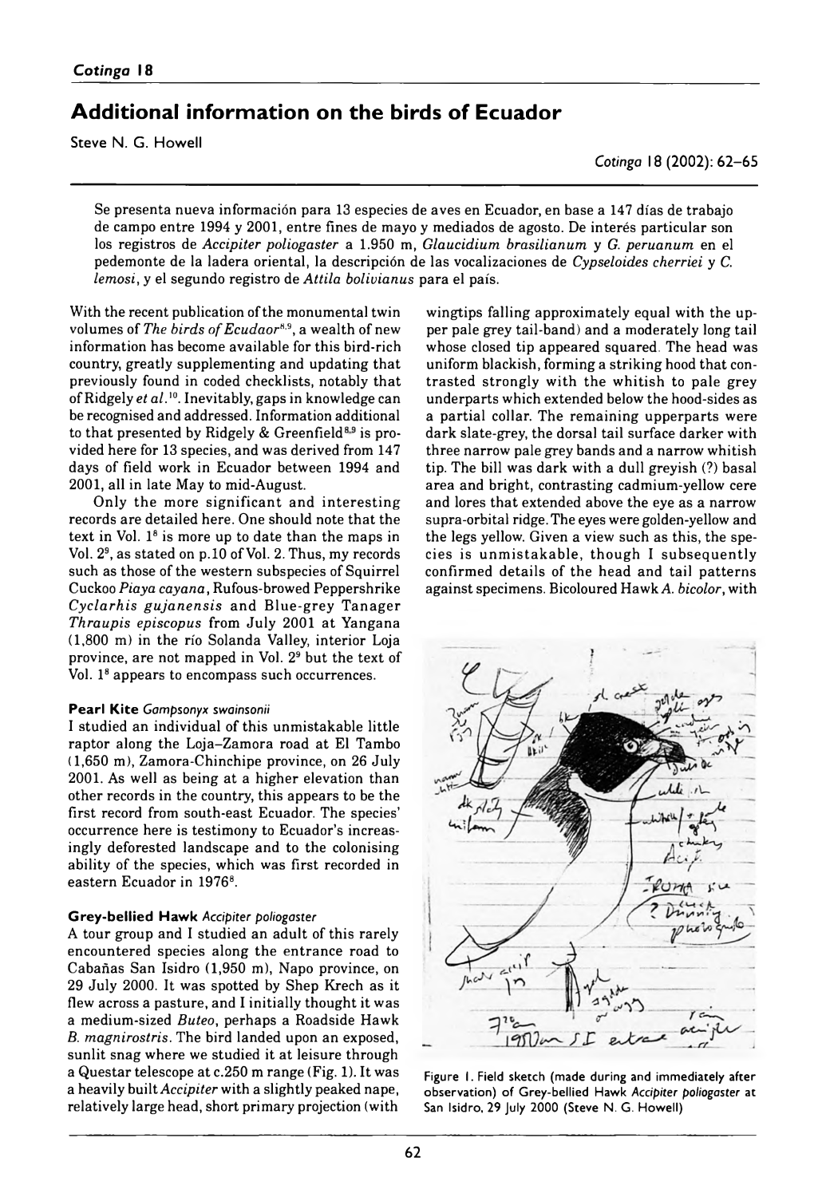# Additional information on the birds of Ecuador

Steve N. G. Howell

Se presenta nueva información para 13 especies de aves en Ecuador, en base a 147 días de trabajo de campo entre 1994 y 2001, entre fines de mayo y mediados de agosto. De interés particular son los registros de *Accipiter poliogaster* a 1.950 m, *Glaucidium brasilianum* y *G. peruanum* en el pedemonte de la ladera oriental, la descripción de las vocalizaciones de *Cypseloides cherriei* y *C. lemosi*, y el segundo registro de *Attila bolivianus* para el país.

With the recent publication of the monumental twin volumes of *The birds of Ecuador*[8,9], a wealth of new information has become available for this bird-rich country, greatly supplementing and updating that previously found in coded checklists, notably that of Ridgely *et al.*[10]. Inevitably, gaps in knowledge can be recognised and addressed. Information additional to that presented by Ridgely & Greenfield[8,9] is provided here for 13 species, and was derived from 147 days of field work in Ecuador between 1994 and 2001, all in late May to mid-August.

Only the more significant and interesting records are detailed here. One should note that the text in Vol. 1[8] is more up to date than the maps in Vol. 2[9], as stated on p.10 of Vol. 2. Thus, my records such as those of the western subspecies of Squirrel Cuckoo *Piaya cayana*, Rufous-browed Peppershrike *Cyclarhis gujanensis* and Blue-grey Tanager *Thraupis episcopus* from July 2001 at Yangana (1,800 m) in the río Solanda Valley, interior Loja province, are not mapped in Vol. 2[9] but the text of Vol. 1[8] appears to encompass such occurrences.

### Pearl Kite *Gampsonyx swainsonii*

I studied an individual of this unmistakable little raptor along the Loja–Zamora road at El Tambo (1,650 m), Zamora-Chinchipe province, on 26 July 2001. As well as being at a higher elevation than other records in the country, this appears to be the first record from south-east Ecuador. The species' occurrence here is testimony to Ecuador's increasingly deforested landscape and to the colonising ability of the species, which was first recorded in eastern Ecuador in 1976[8].

### Grey-bellied Hawk *Accipiter poliogaster*

A tour group and I studied an adult of this rarely encountered species along the entrance road to Cabañas San Isidro (1,950 m), Napo province, on 29 July 2000. It was spotted by Shep Krech as it flew across a pasture, and I initially thought it was a medium-sized *Buteo*, perhaps a Roadside Hawk *B. magnirostris*. The bird landed upon an exposed, sunlit snag where we studied it at leisure through a Questar telescope at c.250 m range (Fig. 1). It was a heavily built *Accipiter* with a slightly peaked nape, relatively large head, short primary projection (with wingtips falling approximately equal with the upper pale grey tail-band) and a moderately long tail whose closed tip appeared squared. The head was uniform blackish, forming a striking hood that contrasted strongly with the whitish to pale grey underparts which extended below the hood-sides as a partial collar. The remaining upperparts were dark slate-grey, the dorsal tail surface darker with three narrow pale grey bands and a narrow whitish tip. The bill was dark with a dull greyish (?) basal area and bright, contrasting cadmium-yellow cere and lores that extended above the eye as a narrow supra-orbital ridge. The eyes were golden-yellow and the legs yellow. Given a view such as this, the species is unmistakable, though I subsequently confirmed details of the head and tail patterns against specimens. Bicoloured Hawk *A. bicolor*, with

Figure 1. Field sketch (made during and immediately after observation) of Grey-bellied Hawk *Accipiter poliogaster* at San Isidro, 29 July 2000 (Steve N. G. Howell)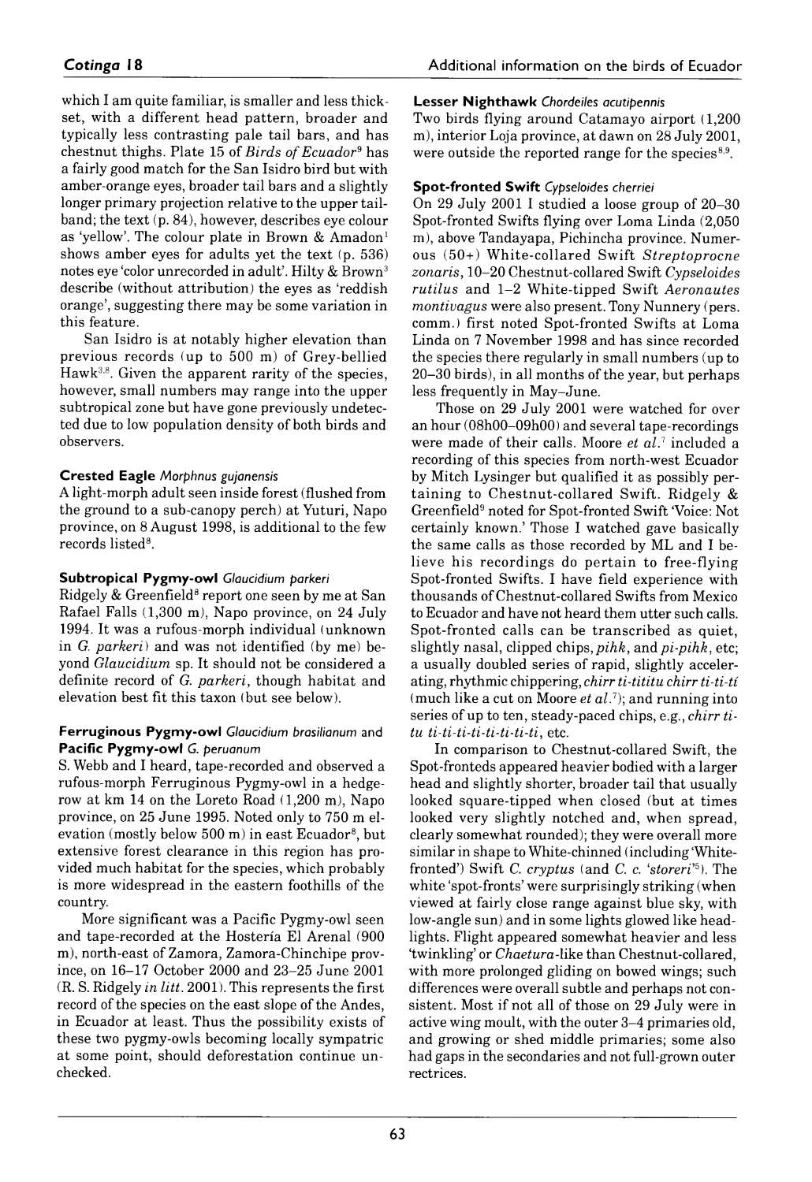which I am quite familiar, is smaller and less thickset, with a different head pattern, broader and typically less contrasting pale tail bars, and has chestnut thighs. Plate 15 of *Birds of Ecuador*[9] has a fairly good match for the San Isidro bird but with amber-orange eyes, broader tail bars and a slightly longer primary projection relative to the upper tail-band; the text (p. 84), however, describes eye colour as 'yellow'. The colour plate in Brown & Amadon[1] shows amber eyes for adults yet the text (p. 536) notes eye 'color unrecorded in adult'. Hilty & Brown[3] describe (without attribution) the eyes as 'reddish orange', suggesting there may be some variation in this feature.

San Isidro is at notably higher elevation than previous records (up to 500 m) of Grey-bellied Hawk[3,8]. Given the apparent rarity of the species, however, small numbers may range into the upper subtropical zone but have gone previously undetected due to low population density of both birds and observers.

### Crested Eagle *Morphnus guianensis*

A light-morph adult seen inside forest (flushed from the ground to a sub-canopy perch) at Yuturi, Napo province, on 8 August 1998, is additional to the few records listed[8].

### Subtropical Pygmy-owl *Glaucidium parkeri*

Ridgely & Greenfield[8] report one seen by me at San Rafael Falls (1,300 m), Napo province, on 24 July 1994. It was a rufous-morph individual (unknown in *G. parkeri*) and was not identified (by me) beyond *Glaucidium* sp. It should not be considered a definite record of *G. parkeri*, though habitat and elevation best fit this taxon (but see below).

### Ferruginous Pygmy-owl *Glaucidium brasilianum* and Pacific Pygmy-owl *G. peruanum*

S. Webb and I heard, tape-recorded and observed a rufous-morph Ferruginous Pygmy-owl in a hedgerow at km 14 on the Loreto Road (1,200 m), Napo province, on 25 June 1995. Noted only to 750 m elevation (mostly below 500 m) in east Ecuador[8], but extensive forest clearance in this region has provided much habitat for the species, which probably is more widespread in the eastern foothills of the country.

More significant was a Pacific Pygmy-owl seen and tape-recorded at the Hostería El Arenal (900 m), north-east of Zamora, Zamora-Chinchipe province, on 16–17 October 2000 and 23–25 June 2001 (R. S. Ridgely *in litt.* 2001). This represents the first record of the species on the east slope of the Andes, in Ecuador at least. Thus the possibility exists of these two pygmy-owls becoming locally sympatric at some point, should deforestation continue unchecked.

### Lesser Nighthawk *Chordeiles acutipennis*

Two birds flying around Catamayo airport (1,200 m), interior Loja province, at dawn on 28 July 2001, were outside the reported range for the species[8,9].

### Spot-fronted Swift *Cypseloides cherriei*

On 29 July 2001 I studied a loose group of 20–30 Spot-fronted Swifts flying over Loma Linda (2,050 m), above Tandayapa, Pichincha province. Numerous (50+) White-collared Swift *Streptoprocne zonaris*, 10–20 Chestnut-collared Swift *Cypseloides rutilus* and 1–2 White-tipped Swift *Aeronautes montivagus* were also present. Tony Nunnery (pers. comm.) first noted Spot-fronted Swifts at Loma Linda on 7 November 1998 and has since recorded the species there regularly in small numbers (up to 20–30 birds), in all months of the year, but perhaps less frequently in May–June.

Those on 29 July 2001 were watched for over an hour (08h00–09h00) and several tape-recordings were made of their calls. Moore *et al.*[7] included a recording of this species from north-west Ecuador by Mitch Lysinger but qualified it as possibly pertaining to Chestnut-collared Swift. Ridgely & Greenfield[9] noted for Spot-fronted Swift 'Voice: Not certainly known.' Those I watched gave basically the same calls as those recorded by ML and I believe his recordings do pertain to free-flying Spot-fronted Swifts. I have field experience with thousands of Chestnut-collared Swifts from Mexico to Ecuador and have not heard them utter such calls. Spot-fronted calls can be transcribed as quiet, slightly nasal, clipped chips, *pihk*, and *pi-pihk*, etc; a usually doubled series of rapid, slightly accelerating, rhythmic chippering, *chirr ti-tititu chirr ti-ti-tí* (much like a cut on Moore *et al.*[7]); and running into series of up to ten, steady-paced chips, e.g., *chirr ti-tu ti-ti-ti-ti-ti-ti-ti*, etc.

In comparison to Chestnut-collared Swift, the Spot-fronteds appeared heavier bodied with a larger head and slightly shorter, broader tail that usually looked square-tipped when closed (but at times looked very slightly notched and, when spread, clearly somewhat rounded); they were overall more similar in shape to White-chinned (including 'White-fronted') Swift *C. cryptus* (and *C. c.* '*storeri*'[5]). The white 'spot-fronts' were surprisingly striking (when viewed at fairly close range against blue sky, with low-angle sun) and in some lights glowed like headlights. Flight appeared somewhat heavier and less 'twinkling' or *Chaetura*-like than Chestnut-collared, with more prolonged gliding on bowed wings; such differences were overall subtle and perhaps not consistent. Most if not all of those on 29 July were in active wing moult, with the outer 3–4 primaries old, and growing or shed middle primaries; some also had gaps in the secondaries and not full-grown outer rectrices.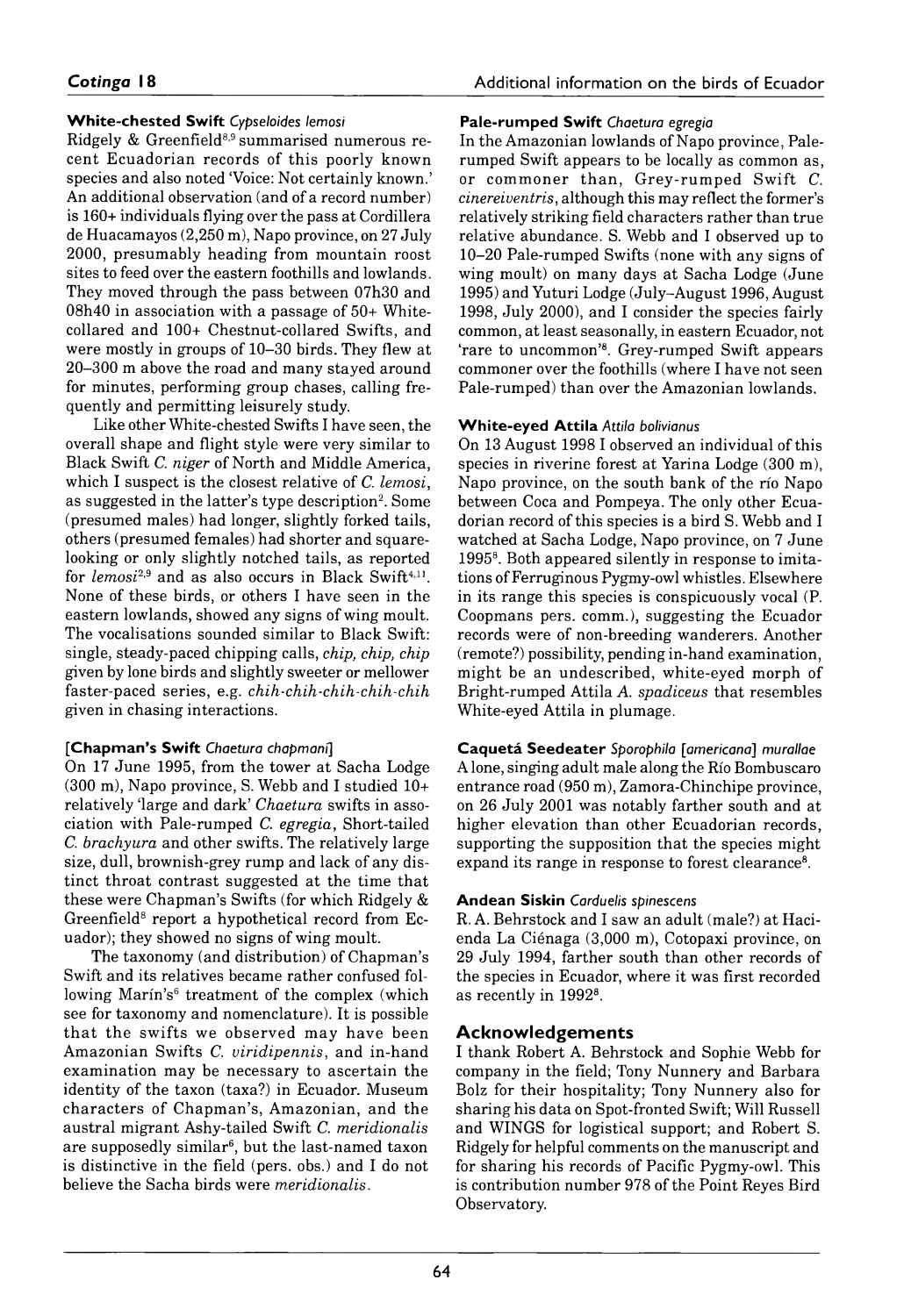**White-chested Swift** *Cypseloides lemosi*

Ridgely & Greenfield[8,9] summarised numerous recent Ecuadorian records of this poorly known species and also noted 'Voice: Not certainly known.' An additional observation (and of a record number) is 160+ individuals flying over the pass at Cordillera de Huacamayos (2,250 m), Napo province, on 27 July 2000, presumably heading from mountain roost sites to feed over the eastern foothills and lowlands. They moved through the pass between 07h30 and 08h40 in association with a passage of 50+ White-collared and 100+ Chestnut-collared Swifts, and were mostly in groups of 10–30 birds. They flew at 20–300 m above the road and many stayed around for minutes, performing group chases, calling frequently and permitting leisurely study.

Like other White-chested Swifts I have seen, the overall shape and flight style were very similar to Black Swift *C. niger* of North and Middle America, which I suspect is the closest relative of *C. lemosi*, as suggested in the latter's type description[2]. Some (presumed males) had longer, slightly forked tails, others (presumed females) had shorter and square-looking or only slightly notched tails, as reported for *lemosi*[2,9] and as also occurs in Black Swift[4,11]. None of these birds, or others I have seen in the eastern lowlands, showed any signs of wing moult. The vocalisations sounded similar to Black Swift: single, steady-paced chipping calls, *chip, chip, chip* given by lone birds and slightly sweeter or mellower faster-paced series, e.g. *chih-chih-chih-chih-chih* given in chasing interactions.

**[Chapman's Swift** *Chaetura chapmani*]

On 17 June 1995, from the tower at Sacha Lodge (300 m), Napo province, S. Webb and I studied 10+ relatively 'large and dark' *Chaetura* swifts in association with Pale-rumped *C. egregia*, Short-tailed *C. brachyura* and other swifts. The relatively large size, dull, brownish-grey rump and lack of any distinct throat contrast suggested at the time that these were Chapman's Swifts (for which Ridgely & Greenfield[8] report a hypothetical record from Ecuador); they showed no signs of wing moult.

The taxonomy (and distribution) of Chapman's Swift and its relatives became rather confused following Marín's[6] treatment of the complex (which see for taxonomy and nomenclature). It is possible that the swifts we observed may have been Amazonian Swifts *C. viridipennis*, and in-hand examination may be necessary to ascertain the identity of the taxon (taxa?) in Ecuador. Museum characters of Chapman's, Amazonian, and the austral migrant Ashy-tailed Swift *C. meridionalis* are supposedly similar[6], but the last-named taxon is distinctive in the field (pers. obs.) and I do not believe the Sacha birds were *meridionalis*.

**Pale-rumped Swift** *Chaetura egregia*

In the Amazonian lowlands of Napo province, Pale-rumped Swift appears to be locally as common as, or commoner than, Grey-rumped Swift *C. cinereiventris*, although this may reflect the former's relatively striking field characters rather than true relative abundance. S. Webb and I observed up to 10–20 Pale-rumped Swifts (none with any signs of wing moult) on many days at Sacha Lodge (June 1995) and Yuturi Lodge (July–August 1996, August 1998, July 2000), and I consider the species fairly common, at least seasonally, in eastern Ecuador, not 'rare to uncommon'[8]. Grey-rumped Swift appears commoner over the foothills (where I have not seen Pale-rumped) than over the Amazonian lowlands.

**White-eyed Attila** *Attila bolivianus*

On 13 August 1998 I observed an individual of this species in riverine forest at Yarina Lodge (300 m), Napo province, on the south bank of the río Napo between Coca and Pompeya. The only other Ecuadorian record of this species is a bird S. Webb and I watched at Sacha Lodge, Napo province, on 7 June 1995[8]. Both appeared silently in response to imitations of Ferruginous Pygmy-owl whistles. Elsewhere in its range this species is conspicuously vocal (P. Coopmans pers. comm.), suggesting the Ecuador records were of non-breeding wanderers. Another (remote?) possibility, pending in-hand examination, might be an undescribed, white-eyed morph of Bright-rumped Attila *A. spadiceus* that resembles White-eyed Attila in plumage.

**Caquetá Seedeater** *Sporophila [americana] murallae*

A lone, singing adult male along the Río Bombuscaro entrance road (950 m), Zamora-Chinchipe province, on 26 July 2001 was notably farther south and at higher elevation than other Ecuadorian records, supporting the supposition that the species might expand its range in response to forest clearance[8].

**Andean Siskin** *Carduelis spinescens*

R. A. Behrstock and I saw an adult (male?) at Hacienda La Ciénaga (3,000 m), Cotopaxi province, on 29 July 1994, farther south than other records of the species in Ecuador, where it was first recorded as recently in 1992[8].

## Acknowledgements

I thank Robert A. Behrstock and Sophie Webb for company in the field; Tony Nunnery and Barbara Bolz for their hospitality; Tony Nunnery also for sharing his data on Spot-fronted Swift; Will Russell and WINGS for logistical support; and Robert S. Ridgely for helpful comments on the manuscript and for sharing his records of Pacific Pygmy-owl. This is contribution number 978 of the Point Reyes Bird Observatory.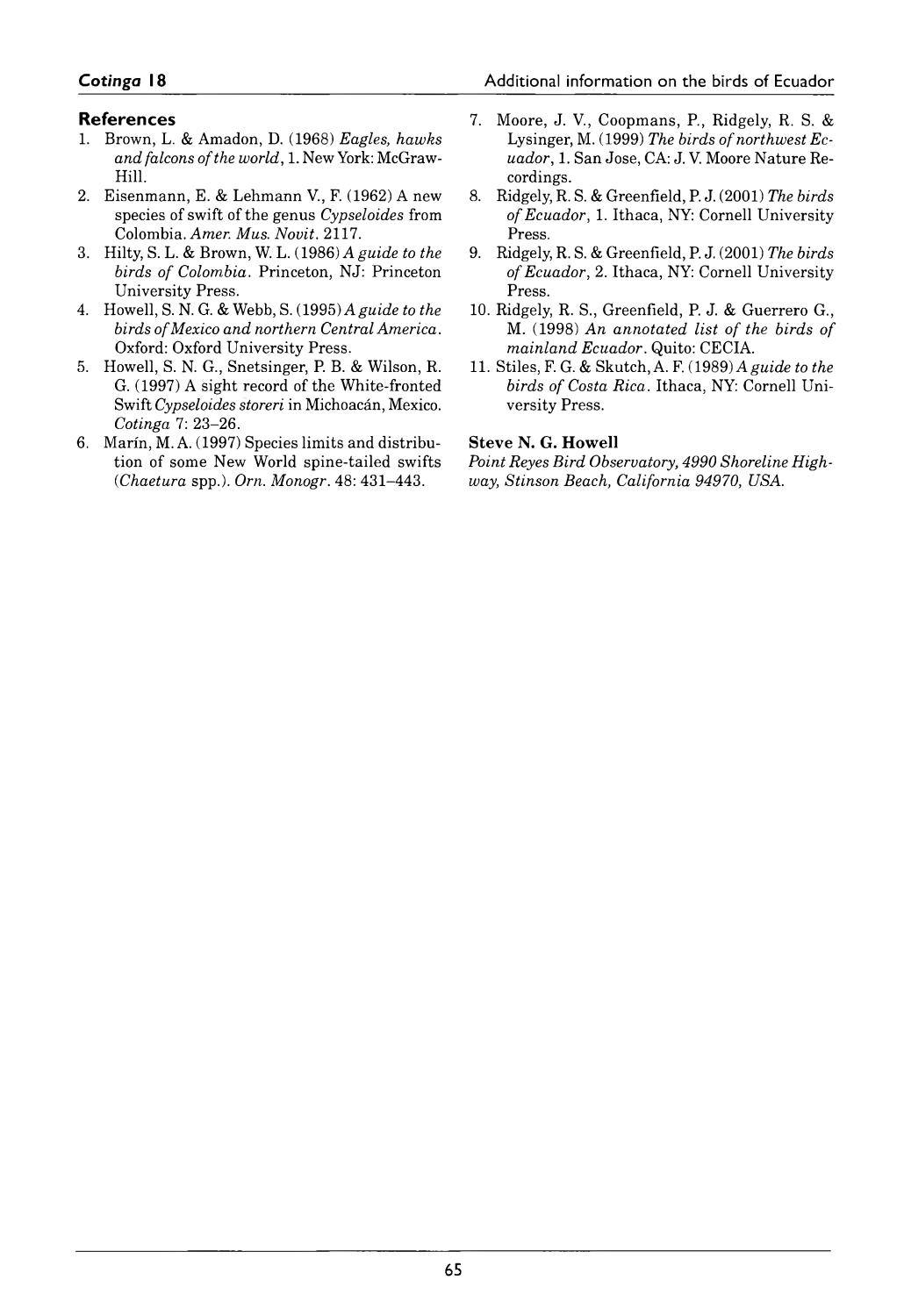## References

1. Brown, L. & Amadon, D. (1968) *Eagles, hawks and falcons of the world*, 1. New York: McGraw-Hill.
2. Eisenmann, E. & Lehmann V., F. (1962) A new species of swift of the genus *Cypseloides* from Colombia. *Amer. Mus. Novit.* 2117.
3. Hilty, S. L. & Brown, W. L. (1986) *A guide to the birds of Colombia*. Princeton, NJ: Princeton University Press.
4. Howell, S. N. G. & Webb, S. (1995) *A guide to the birds of Mexico and northern Central America*. Oxford: Oxford University Press.
5. Howell, S. N. G., Snetsinger, P. B. & Wilson, R. G. (1997) A sight record of the White-fronted Swift *Cypseloides storeri* in Michoacán, Mexico. *Cotinga* 7: 23–26.
6. Marín, M. A. (1997) Species limits and distribution of some New World spine-tailed swifts (*Chaetura* spp.). *Orn. Monogr.* 48: 431–443.
7. Moore, J. V., Coopmans, P., Ridgely, R. S. & Lysinger, M. (1999) *The birds of northwest Ecuador*, 1. San Jose, CA: J. V. Moore Nature Recordings.
8. Ridgely, R. S. & Greenfield, P. J. (2001) *The birds of Ecuador*, 1. Ithaca, NY: Cornell University Press.
9. Ridgely, R. S. & Greenfield, P. J. (2001) *The birds of Ecuador*, 2. Ithaca, NY: Cornell University Press.
10. Ridgely, R. S., Greenfield, P. J. & Guerrero G., M. (1998) *An annotated list of the birds of mainland Ecuador*. Quito: CECIA.
11. Stiles, F. G. & Skutch, A. F. (1989) *A guide to the birds of Costa Rica*. Ithaca, NY: Cornell University Press.

**Steve N. G. Howell**

*Point Reyes Bird Observatory, 4990 Shoreline Highway, Stinson Beach, California 94970, USA.*